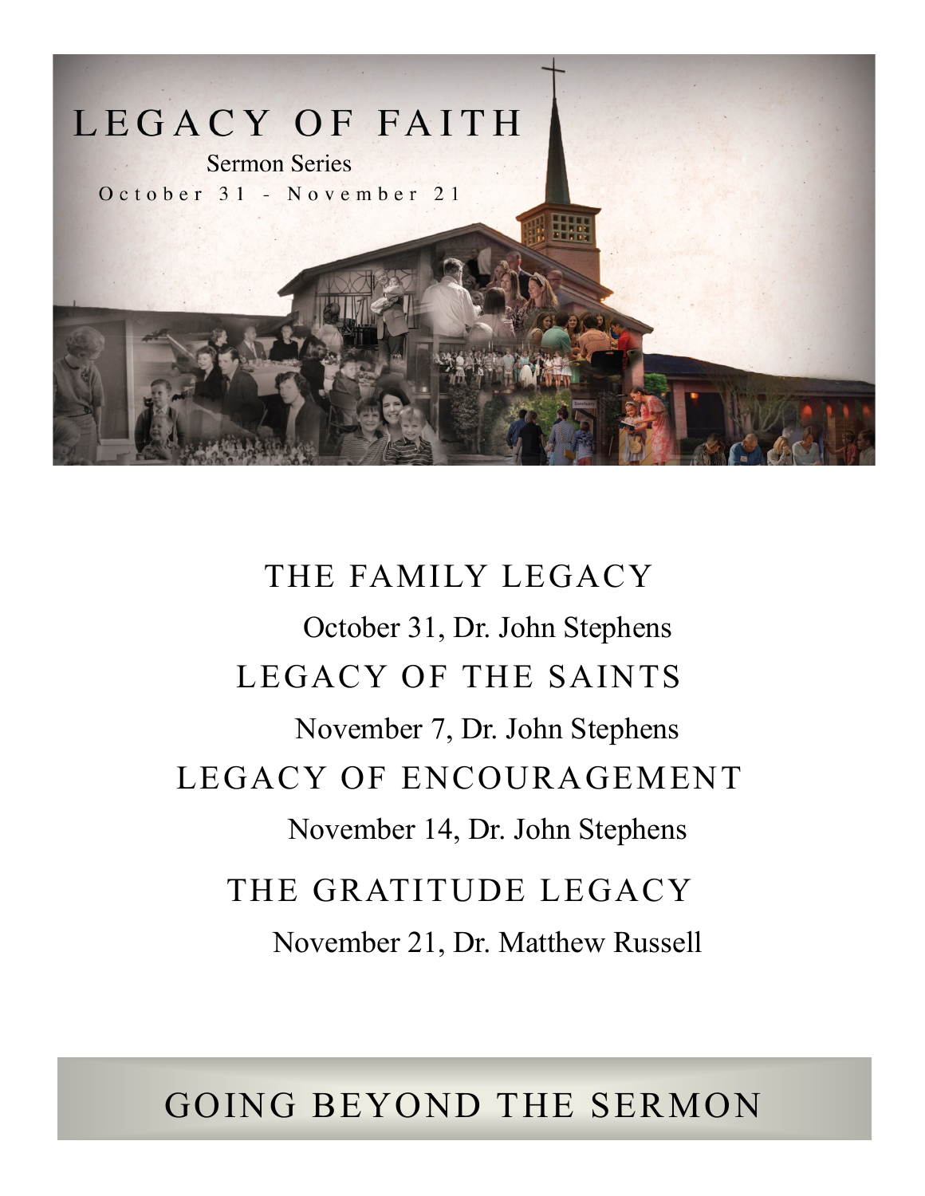# LEGACY OF FAITH

Sermon Series

October 31 - November 21

## THE FAMILY LEGACY

October 31, Dr. John Stephens

## LEGACY OF THE SAINTS

November 7, Dr. John Stephens

## LEGACY OF ENCOURAGEMENT

November 14, Dr. John Stephens

## THE GRATITUDE LEGACY

November 21, Dr. Matthew Russell

## GOING BEYOND THE SERMON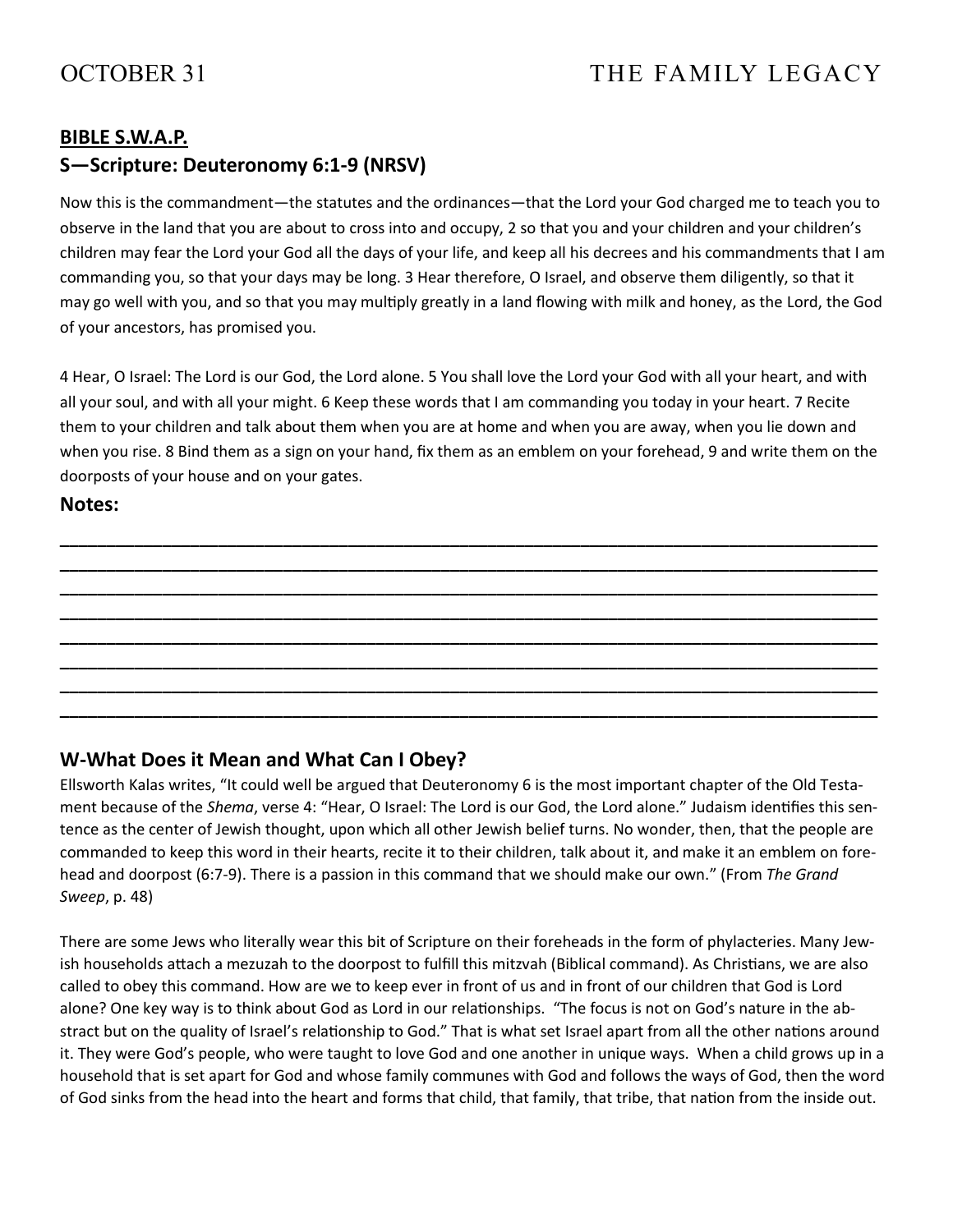## BIBLE S.W.A.P.

### S—Scripture: Deuteronomy 6:1-9 (NRSV)

Now this is the commandment—the statutes and the ordinances—that the Lord your God charged me to teach you to observe in the land that you are about to cross into and occupy, 2 so that you and your children and your children's children may fear the Lord your God all the days of your life, and keep all his decrees and his commandments that I am commanding you, so that your days may be long. 3 Hear therefore, O Israel, and observe them diligently, so that it may go well with you, and so that you may multiply greatly in a land flowing with milk and honey, as the Lord, the God of your ancestors, has promised you.

4 Hear, O Israel: The Lord is our God, the Lord alone. 5 You shall love the Lord your God with all your heart, and with all your soul, and with all your might. 6 Keep these words that I am commanding you today in your heart. 7 Recite them to your children and talk about them when you are at home and when you are away, when you lie down and when you rise. 8 Bind them as a sign on your hand, fix them as an emblem on your forehead, 9 and write them on the doorposts of your house and on your gates.

### Notes:

________________________________________________________________________________
________________________________________________________________________________
________________________________________________________________________________
________________________________________________________________________________
________________________________________________________________________________
________________________________________________________________________________
________________________________________________________________________________
________________________________________________________________________________

### W-What Does it Mean and What Can I Obey?

Ellsworth Kalas writes, "It could well be argued that Deuteronomy 6 is the most important chapter of the Old Testament because of the *Shema*, verse 4: "Hear, O Israel: The Lord is our God, the Lord alone." Judaism identifies this sentence as the center of Jewish thought, upon which all other Jewish belief turns. No wonder, then, that the people are commanded to keep this word in their hearts, recite it to their children, talk about it, and make it an emblem on forehead and doorpost (6:7-9). There is a passion in this command that we should make our own." (From *The Grand Sweep*, p. 48)

There are some Jews who literally wear this bit of Scripture on their foreheads in the form of phylacteries. Many Jewish households attach a mezuzah to the doorpost to fulfill this mitzvah (Biblical command). As Christians, we are also called to obey this command. How are we to keep ever in front of us and in front of our children that God is Lord alone? One key way is to think about God as Lord in our relationships. "The focus is not on God's nature in the abstract but on the quality of Israel's relationship to God." That is what set Israel apart from all the other nations around it. They were God's people, who were taught to love God and one another in unique ways. When a child grows up in a household that is set apart for God and whose family communes with God and follows the ways of God, then the word of God sinks from the head into the heart and forms that child, that family, that tribe, that nation from the inside out.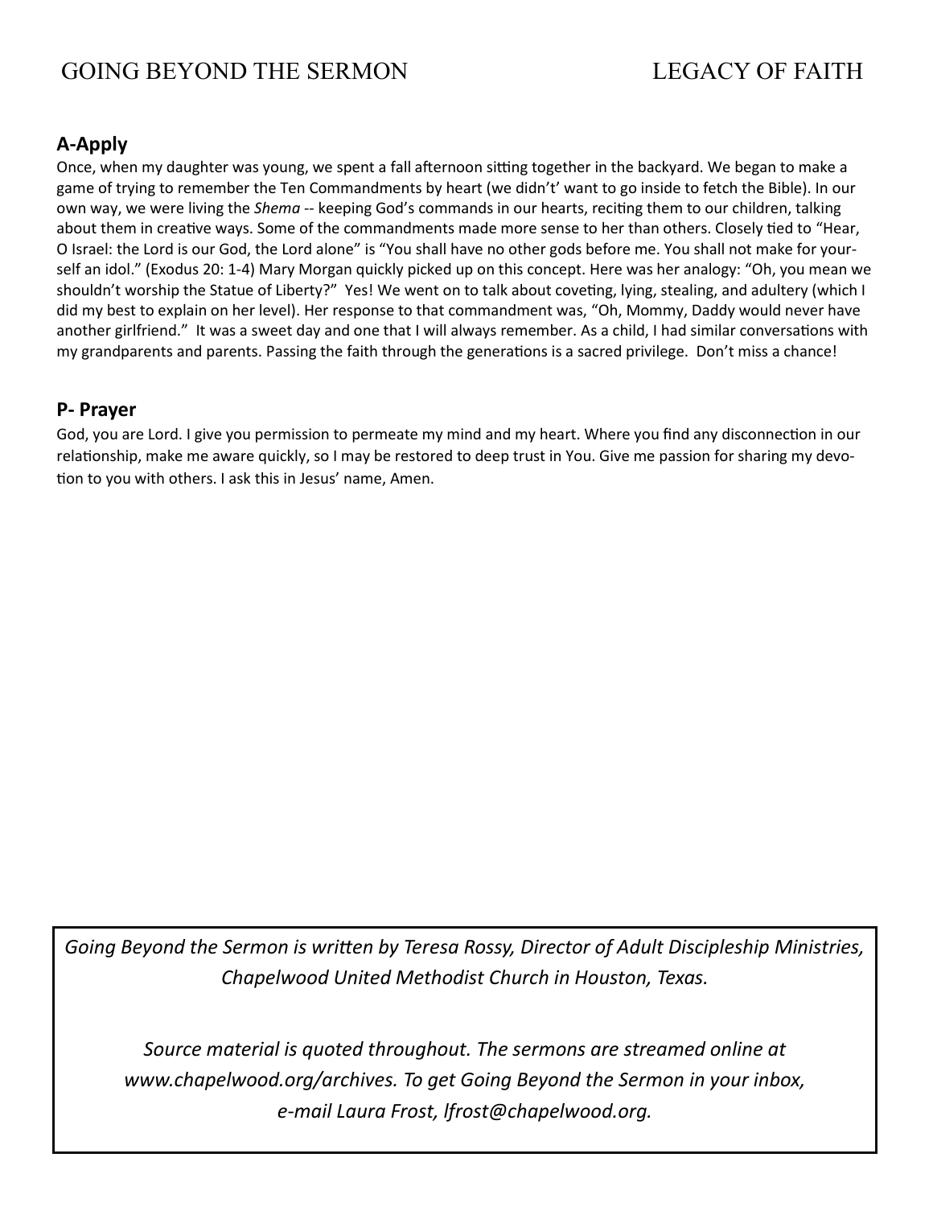## A-Apply

Once, when my daughter was young, we spent a fall afternoon sitting together in the backyard. We began to make a game of trying to remember the Ten Commandments by heart (we didn't' want to go inside to fetch the Bible). In our own way, we were living the *Shema* -- keeping God's commands in our hearts, reciting them to our children, talking about them in creative ways. Some of the commandments made more sense to her than others. Closely tied to "Hear, O Israel: the Lord is our God, the Lord alone" is "You shall have no other gods before me. You shall not make for yourself an idol." (Exodus 20: 1-4) Mary Morgan quickly picked up on this concept. Here was her analogy: "Oh, you mean we shouldn't worship the Statue of Liberty?" Yes! We went on to talk about coveting, lying, stealing, and adultery (which I did my best to explain on her level). Her response to that commandment was, "Oh, Mommy, Daddy would never have another girlfriend." It was a sweet day and one that I will always remember. As a child, I had similar conversations with my grandparents and parents. Passing the faith through the generations is a sacred privilege. Don't miss a chance!

## P- Prayer

God, you are Lord. I give you permission to permeate my mind and my heart. Where you find any disconnection in our relationship, make me aware quickly, so I may be restored to deep trust in You. Give me passion for sharing my devotion to you with others. I ask this in Jesus' name, Amen.

*Going Beyond the Sermon is written by Teresa Rossy, Director of Adult Discipleship Ministries, Chapelwood United Methodist Church in Houston, Texas.*

*Source material is quoted throughout. The sermons are streamed online at www.chapelwood.org/archives. To get Going Beyond the Sermon in your inbox, e-mail Laura Frost, lfrost@chapelwood.org.*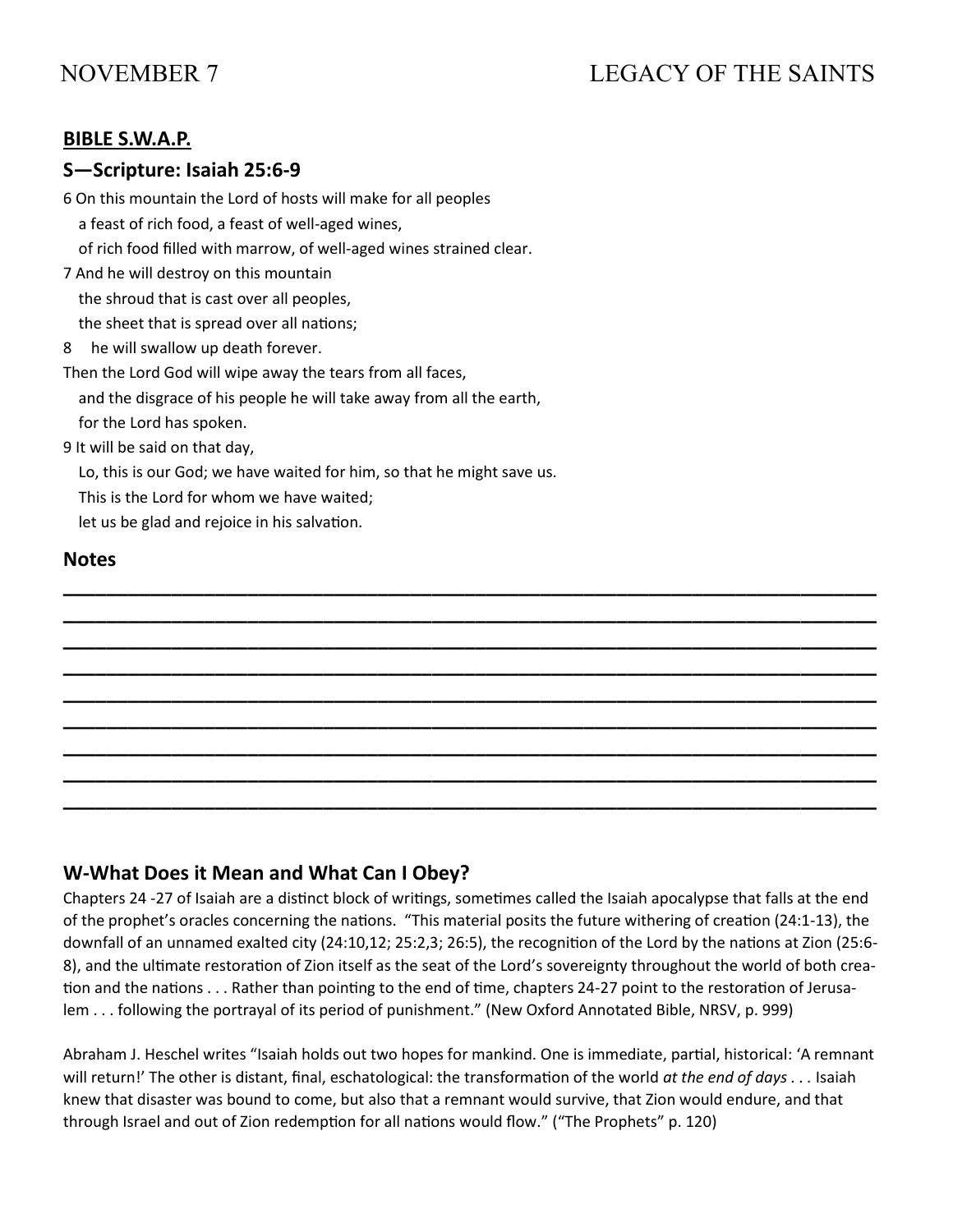**BIBLE S.W.A.P.**

## S—Scripture: Isaiah 25:6-9

6 On this mountain the Lord of hosts will make for all peoples
a feast of rich food, a feast of well-aged wines,
of rich food filled with marrow, of well-aged wines strained clear.
7 And he will destroy on this mountain
the shroud that is cast over all peoples,
the sheet that is spread over all nations;
8 he will swallow up death forever.
Then the Lord God will wipe away the tears from all faces,
and the disgrace of his people he will take away from all the earth,
for the Lord has spoken.
9 It will be said on that day,
Lo, this is our God; we have waited for him, so that he might save us.
This is the Lord for whom we have waited;
let us be glad and rejoice in his salvation.

## Notes

______________________________________________________________________________
______________________________________________________________________________
______________________________________________________________________________
______________________________________________________________________________
______________________________________________________________________________
______________________________________________________________________________
______________________________________________________________________________
______________________________________________________________________________
______________________________________________________________________________

## W-What Does it Mean and What Can I Obey?

Chapters 24 -27 of Isaiah are a distinct block of writings, sometimes called the Isaiah apocalypse that falls at the end of the prophet's oracles concerning the nations. "This material posits the future withering of creation (24:1-13), the downfall of an unnamed exalted city (24:10,12; 25:2,3; 26:5), the recognition of the Lord by the nations at Zion (25:6-8), and the ultimate restoration of Zion itself as the seat of the Lord's sovereignty throughout the world of both creation and the nations . . . Rather than pointing to the end of time, chapters 24-27 point to the restoration of Jerusalem . . . following the portrayal of its period of punishment." (New Oxford Annotated Bible, NRSV, p. 999)

Abraham J. Heschel writes "Isaiah holds out two hopes for mankind. One is immediate, partial, historical: 'A remnant will return!' The other is distant, final, eschatological: the transformation of the world *at the end of days . . .* Isaiah knew that disaster was bound to come, but also that a remnant would survive, that Zion would endure, and that through Israel and out of Zion redemption for all nations would flow." ("The Prophets" p. 120)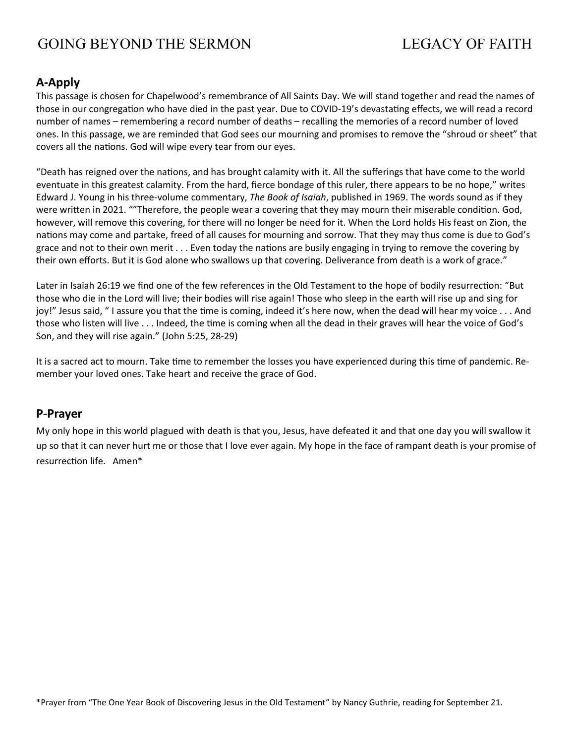## A-Apply

This passage is chosen for Chapelwood's remembrance of All Saints Day. We will stand together and read the names of those in our congregation who have died in the past year. Due to COVID-19's devastating effects, we will read a record number of names – remembering a record number of deaths – recalling the memories of a record number of loved ones. In this passage, we are reminded that God sees our mourning and promises to remove the "shroud or sheet" that covers all the nations. God will wipe every tear from our eyes.

"Death has reigned over the nations, and has brought calamity with it. All the sufferings that have come to the world eventuate in this greatest calamity. From the hard, fierce bondage of this ruler, there appears to be no hope," writes Edward J. Young in his three-volume commentary, *The Book of Isaiah*, published in 1969. The words sound as if they were written in 2021. ""Therefore, the people wear a covering that they may mourn their miserable condition. God, however, will remove this covering, for there will no longer be need for it. When the Lord holds His feast on Zion, the nations may come and partake, freed of all causes for mourning and sorrow. That they may thus come is due to God's grace and not to their own merit . . . Even today the nations are busily engaging in trying to remove the covering by their own efforts. But it is God alone who swallows up that covering. Deliverance from death is a work of grace."

Later in Isaiah 26:19 we find one of the few references in the Old Testament to the hope of bodily resurrection: "But those who die in the Lord will live; their bodies will rise again! Those who sleep in the earth will rise up and sing for joy!" Jesus said, " I assure you that the time is coming, indeed it's here now, when the dead will hear my voice . . . And those who listen will live . . . Indeed, the time is coming when all the dead in their graves will hear the voice of God's Son, and they will rise again." (John 5:25, 28-29)

It is a sacred act to mourn. Take time to remember the losses you have experienced during this time of pandemic. Remember your loved ones. Take heart and receive the grace of God.

## P-Prayer

My only hope in this world plagued with death is that you, Jesus, have defeated it and that one day you will swallow it up so that it can never hurt me or those that I love ever again. My hope in the face of rampant death is your promise of resurrection life. Amen*

*Prayer from "The One Year Book of Discovering Jesus in the Old Testament" by Nancy Guthrie, reading for September 21.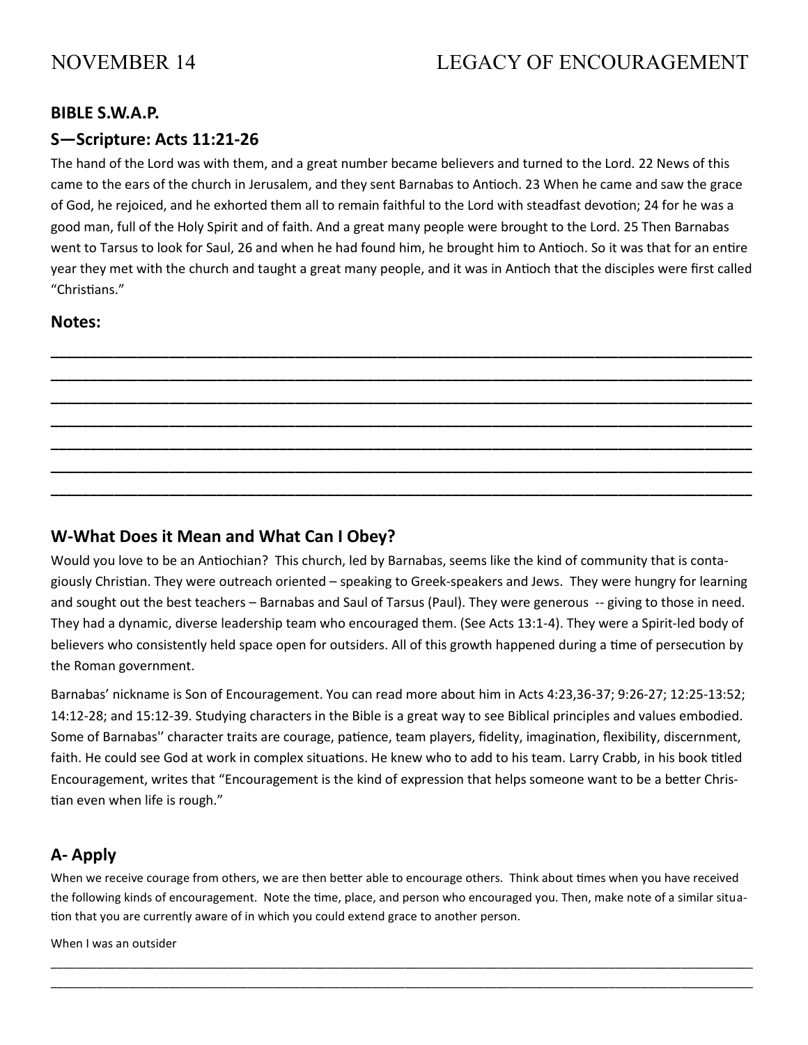# NOVEMBER 14 LEGACY OF ENCOURAGEMENT

## BIBLE S.W.A.P.

## S—Scripture: Acts 11:21-26

The hand of the Lord was with them, and a great number became believers and turned to the Lord. 22 News of this came to the ears of the church in Jerusalem, and they sent Barnabas to Antioch. 23 When he came and saw the grace of God, he rejoiced, and he exhorted them all to remain faithful to the Lord with steadfast devotion; 24 for he was a good man, full of the Holy Spirit and of faith. And a great many people were brought to the Lord. 25 Then Barnabas went to Tarsus to look for Saul, 26 and when he had found him, he brought him to Antioch. So it was that for an entire year they met with the church and taught a great many people, and it was in Antioch that the disciples were first called "Christians."

## Notes:

______________________________________________________________________________

______________________________________________________________________________

______________________________________________________________________________

______________________________________________________________________________

______________________________________________________________________________

______________________________________________________________________________

______________________________________________________________________________

## W-What Does it Mean and What Can I Obey?

Would you love to be an Antiochian? This church, led by Barnabas, seems like the kind of community that is contagiously Christian. They were outreach oriented – speaking to Greek-speakers and Jews. They were hungry for learning and sought out the best teachers – Barnabas and Saul of Tarsus (Paul). They were generous -- giving to those in need. They had a dynamic, diverse leadership team who encouraged them. (See Acts 13:1-4). They were a Spirit-led body of believers who consistently held space open for outsiders. All of this growth happened during a time of persecution by the Roman government.

Barnabas' nickname is Son of Encouragement. You can read more about him in Acts 4:23,36-37; 9:26-27; 12:25-13:52; 14:12-28; and 15:12-39. Studying characters in the Bible is a great way to see Biblical principles and values embodied. Some of Barnabas'' character traits are courage, patience, team players, fidelity, imagination, flexibility, discernment, faith. He could see God at work in complex situations. He knew who to add to his team. Larry Crabb, in his book titled Encouragement, writes that "Encouragement is the kind of expression that helps someone want to be a better Christian even when life is rough."

## A- Apply

When we receive courage from others, we are then better able to encourage others. Think about times when you have received the following kinds of encouragement. Note the time, place, and person who encouraged you. Then, make note of a similar situation that you are currently aware of in which you could extend grace to another person.

When I was an outsider

______________________________________________________________________________

______________________________________________________________________________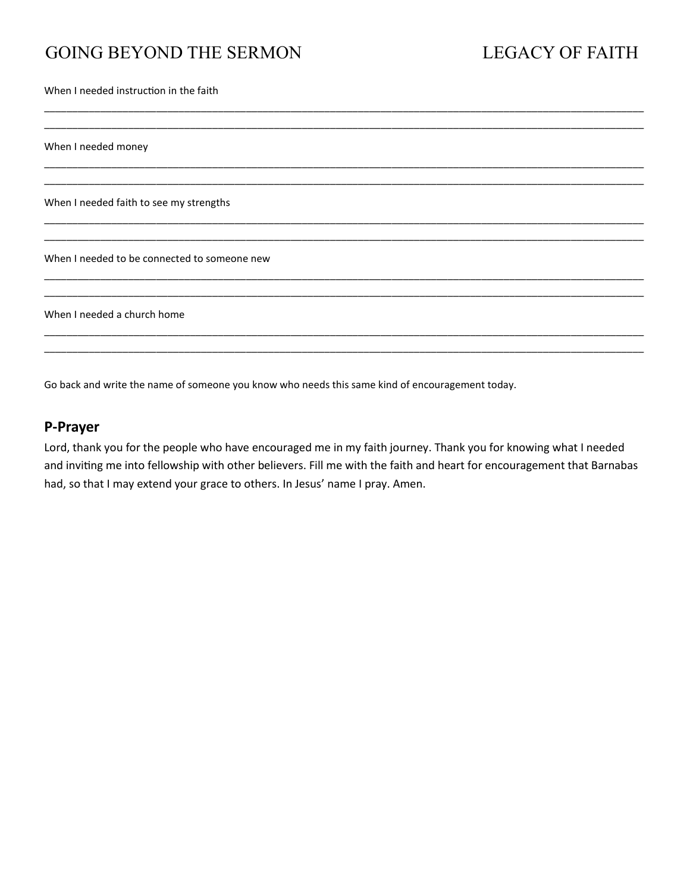When I needed instruction in the faith

______________________________________________________________________________________________

______________________________________________________________________________________________

When I needed money

______________________________________________________________________________________________

______________________________________________________________________________________________

When I needed faith to see my strengths

______________________________________________________________________________________________

______________________________________________________________________________________________

When I needed to be connected to someone new

______________________________________________________________________________________________

______________________________________________________________________________________________

When I needed a church home

______________________________________________________________________________________________

______________________________________________________________________________________________

Go back and write the name of someone you know who needs this same kind of encouragement today.

## P-Prayer

Lord, thank you for the people who have encouraged me in my faith journey. Thank you for knowing what I needed and inviting me into fellowship with other believers. Fill me with the faith and heart for encouragement that Barnabas had, so that I may extend your grace to others. In Jesus' name I pray. Amen.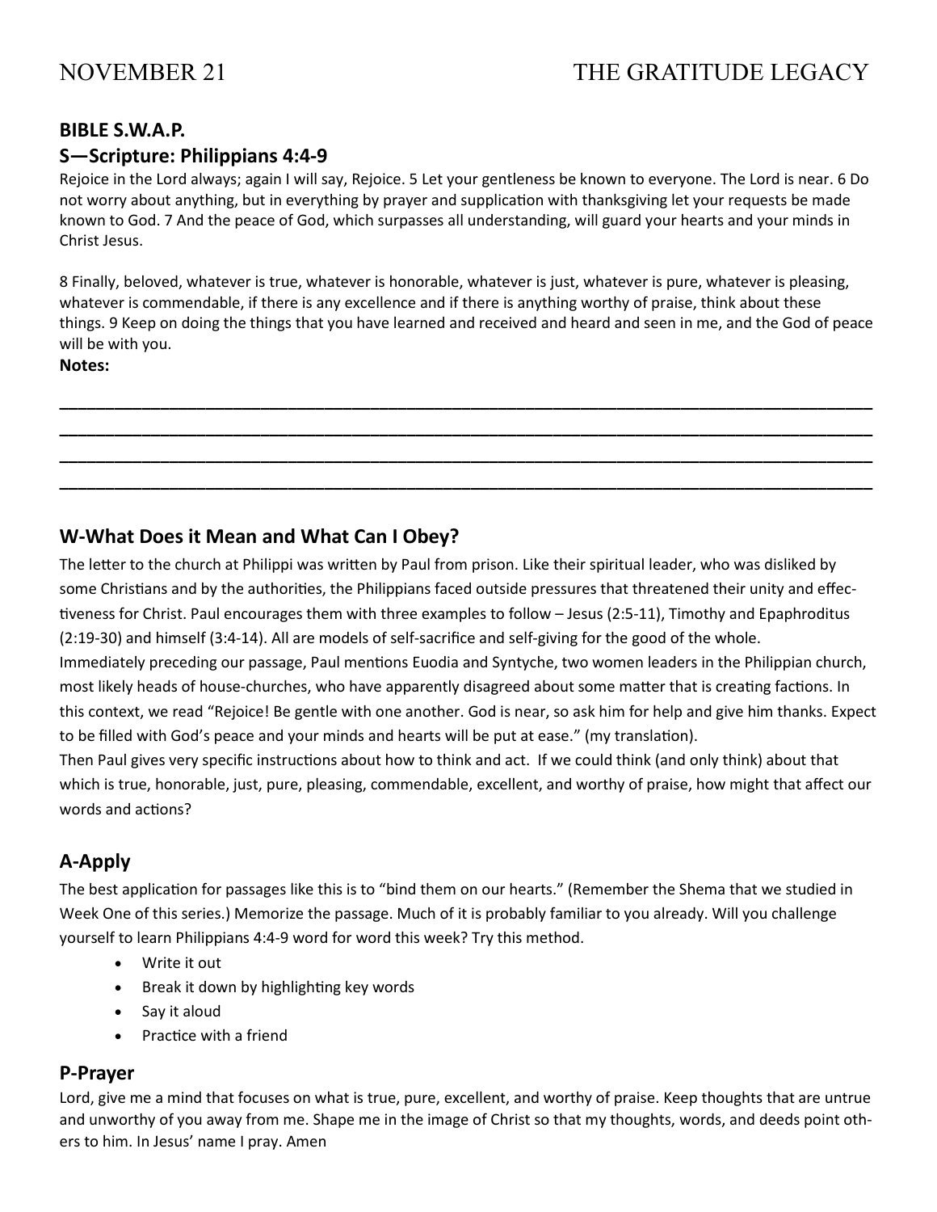NOVEMBER 21 THE GRATITUDE LEGACY

### BIBLE S.W.A.P.

### S—Scripture: Philippians 4:4-9

Rejoice in the Lord always; again I will say, Rejoice. 5 Let your gentleness be known to everyone. The Lord is near. 6 Do not worry about anything, but in everything by prayer and supplication with thanksgiving let your requests be made known to God. 7 And the peace of God, which surpasses all understanding, will guard your hearts and your minds in Christ Jesus.

8 Finally, beloved, whatever is true, whatever is honorable, whatever is just, whatever is pure, whatever is pleasing, whatever is commendable, if there is any excellence and if there is anything worthy of praise, think about these things. 9 Keep on doing the things that you have learned and received and heard and seen in me, and the God of peace will be with you.

**Notes:**

______________________________________________________________________________________

______________________________________________________________________________________

______________________________________________________________________________________

______________________________________________________________________________________

## W-What Does it Mean and What Can I Obey?

The letter to the church at Philippi was written by Paul from prison. Like their spiritual leader, who was disliked by some Christians and by the authorities, the Philippians faced outside pressures that threatened their unity and effectiveness for Christ. Paul encourages them with three examples to follow – Jesus (2:5-11), Timothy and Epaphroditus (2:19-30) and himself (3:4-14). All are models of self-sacrifice and self-giving for the good of the whole.

Immediately preceding our passage, Paul mentions Euodia and Syntyche, two women leaders in the Philippian church, most likely heads of house-churches, who have apparently disagreed about some matter that is creating factions. In this context, we read "Rejoice! Be gentle with one another. God is near, so ask him for help and give him thanks. Expect to be filled with God's peace and your minds and hearts will be put at ease." (my translation).

Then Paul gives very specific instructions about how to think and act. If we could think (and only think) about that which is true, honorable, just, pure, pleasing, commendable, excellent, and worthy of praise, how might that affect our words and actions?

## A-Apply

The best application for passages like this is to "bind them on our hearts." (Remember the Shema that we studied in Week One of this series.) Memorize the passage. Much of it is probably familiar to you already. Will you challenge yourself to learn Philippians 4:4-9 word for word this week? Try this method.

- Write it out
- Break it down by highlighting key words
- Say it aloud
- Practice with a friend

## P-Prayer

Lord, give me a mind that focuses on what is true, pure, excellent, and worthy of praise. Keep thoughts that are untrue and unworthy of you away from me. Shape me in the image of Christ so that my thoughts, words, and deeds point others to him. In Jesus' name I pray. Amen